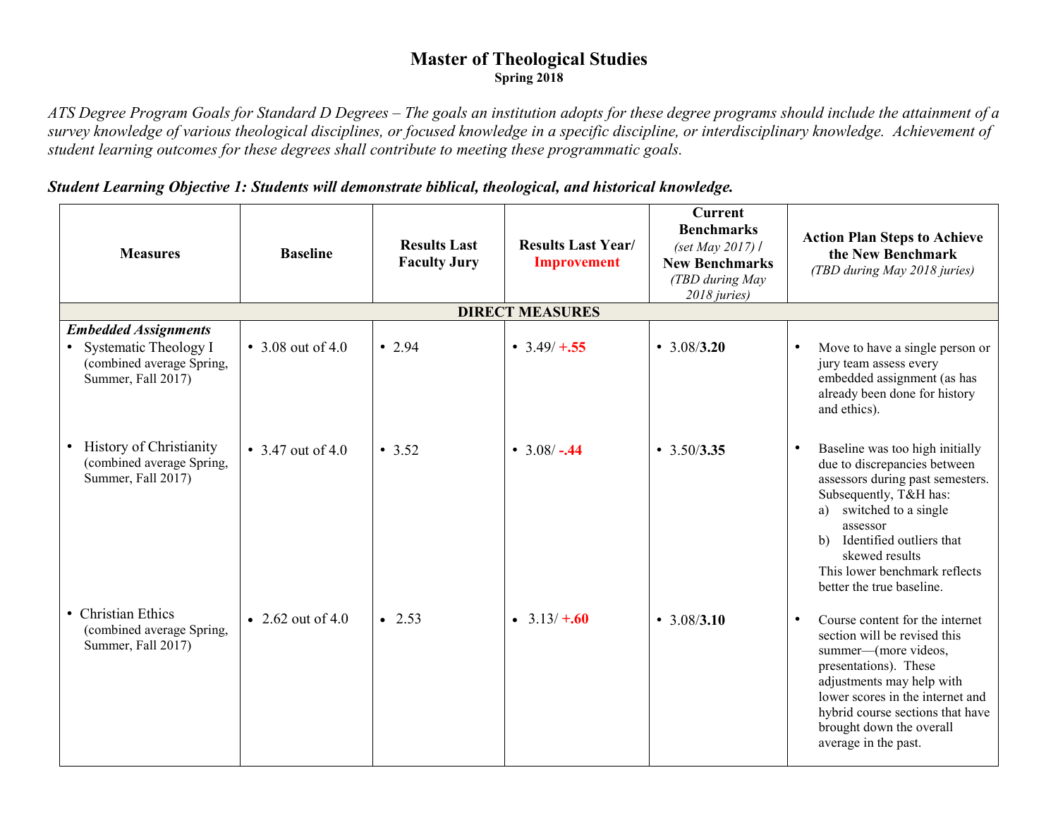# Master of Theological Studies

**Spring 2018**

*ATS Degree Program Goals for Standard D Degrees – The goals an institution adopts for these degree programs should include the attainment of a survey knowledge of various theological disciplines, or focused knowledge in a specific discipline, or interdisciplinary knowledge. Achievement of student learning outcomes for these degrees shall contribute to meeting these programmatic goals.*

***Student Learning Objective 1: Students will demonstrate biblical, theological, and historical knowledge.***

| Measures | Baseline | Results Last Faculty Jury | Results Last Year/ Improvement | Current Benchmarks *(set May 2017)* / New Benchmarks *(TBD during May 2018 juries)* | Action Plan Steps to Achieve the New Benchmark *(TBD during May 2018 juries)* |
|---|---|---|---|---|---|
| **DIRECT MEASURES** | | | | | |
| ***Embedded Assignments*** • Systematic Theology I (combined average Spring, Summer, Fall 2017) | • 3.08 out of 4.0 | • 2.94 | • 3.49/ **+.55** | • 3.08/**3.20** | • Move to have a single person or jury team assess every embedded assignment (as has already been done for history and ethics). |
| • History of Christianity (combined average Spring, Summer, Fall 2017) | • 3.47 out of 4.0 | • 3.52 | • 3.08/ **-.44** | • 3.50/**3.35** | • Baseline was too high initially due to discrepancies between assessors during past semesters. Subsequently, T&H has: a) switched to a single assessor b) Identified outliers that skewed results This lower benchmark reflects better the true baseline. |
| • Christian Ethics (combined average Spring, Summer, Fall 2017) | • 2.62 out of 4.0 | • 2.53 | • 3.13/ **+.60** | • 3.08/**3.10** | • Course content for the internet section will be revised this summer—(more videos, presentations). These adjustments may help with lower scores in the internet and hybrid course sections that have brought down the overall average in the past. |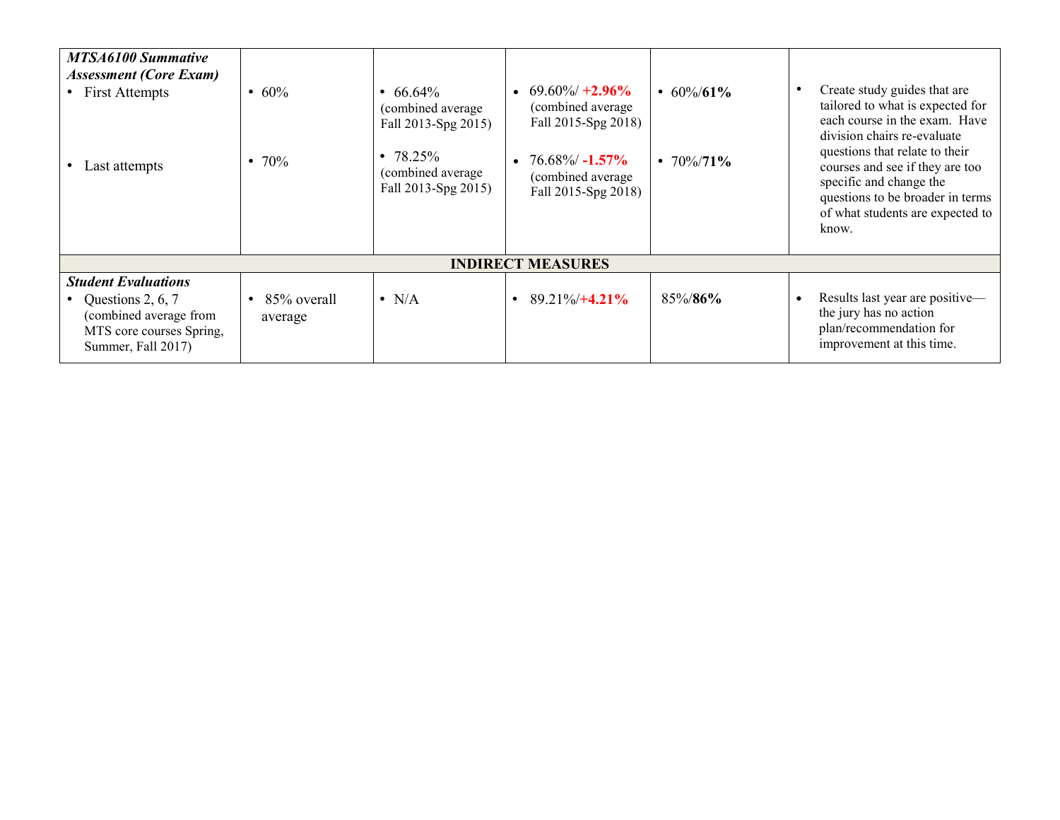| | | | | | |
|---|---|---|---|---|---|
| ***MTSA6100 Summative Assessment (Core Exam)***<br>• First Attempts<br><br>• Last attempts | • 60%<br><br>• 70% | • 66.64% (combined average Fall 2013-Spg 2015)<br><br>• 78.25% (combined average Fall 2013-Spg 2015) | • 69.60%/ **+2.96%** (combined average Fall 2015-Spg 2018)<br><br>• 76.68%/ **-1.57%** (combined average Fall 2015-Spg 2018) | • 60%/**61%**<br><br>• 70%/**71%** | • Create study guides that are tailored to what is expected for each course in the exam. Have division chairs re-evaluate questions that relate to their courses and see if they are too specific and change the questions to be broader in terms of what students are expected to know. |
| **INDIRECT MEASURES** | | | | | |
| ***Student Evaluations***<br>• Questions 2, 6, 7 (combined average from MTS core courses Spring, Summer, Fall 2017) | • 85% overall average | • N/A | • 89.21%/**+4.21%** | 85%/**86%** | • Results last year are positive—the jury has no action plan/recommendation for improvement at this time. |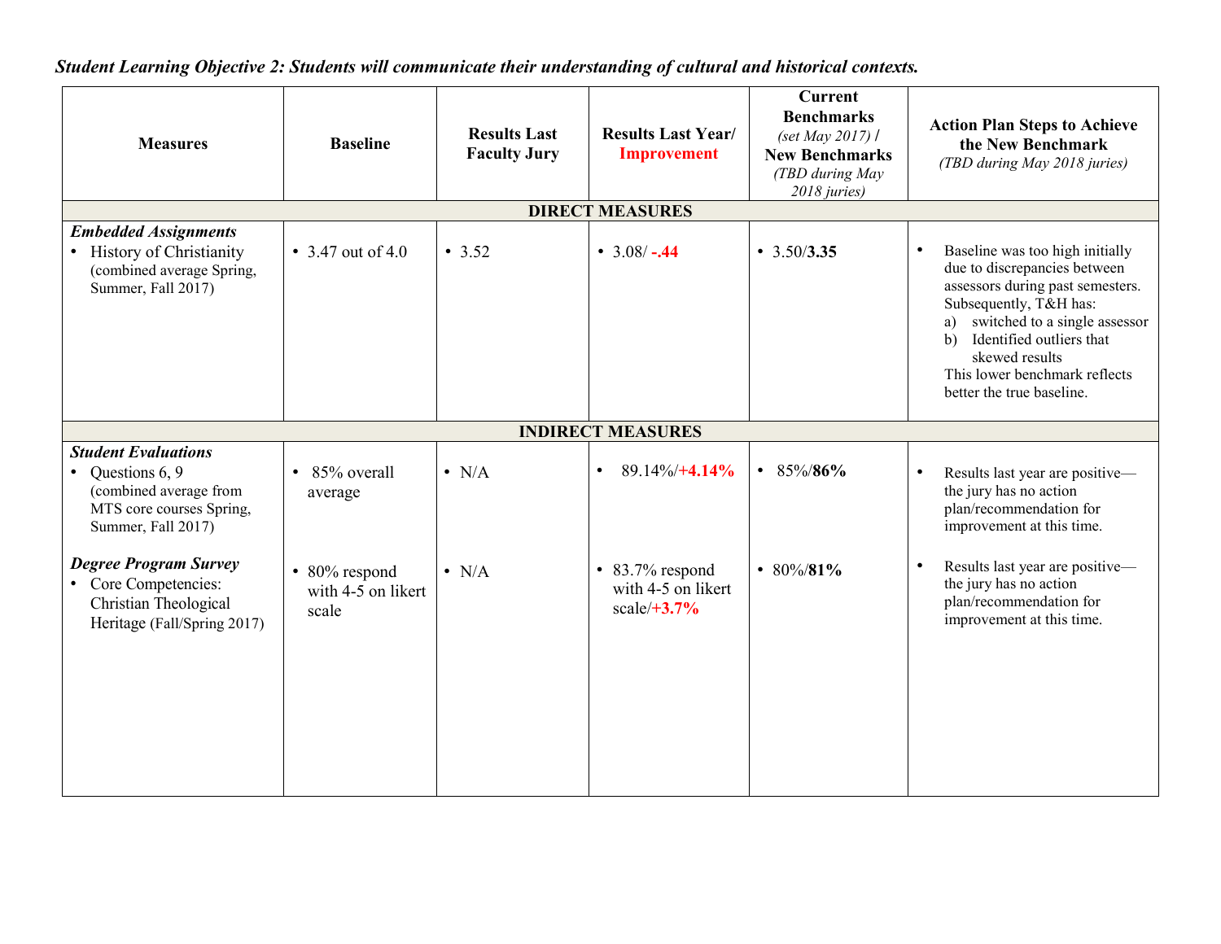***Student Learning Objective 2: Students will communicate their understanding of cultural and historical contexts.***

| Measures | Baseline | Results Last Faculty Jury | Results Last Year/ Improvement | Current Benchmarks *(set May 2017)* / New Benchmarks *(TBD during May 2018 juries)* | Action Plan Steps to Achieve the New Benchmark *(TBD during May 2018 juries)* |
|---|---|---|---|---|---|
| **DIRECT MEASURES** | | | | | |
| ***Embedded Assignments*** <br>• History of Christianity (combined average Spring, Summer, Fall 2017) | • 3.47 out of 4.0 | • 3.52 | • 3.08/ **-.44** | • 3.50/**3.35** | • Baseline was too high initially due to discrepancies between assessors during past semesters. Subsequently, T&H has: <br>a) switched to a single assessor <br>b) Identified outliers that skewed results <br>This lower benchmark reflects better the true baseline. |
| **INDIRECT MEASURES** | | | | | |
| ***Student Evaluations*** <br>• Questions 6, 9 (combined average from MTS core courses Spring, Summer, Fall 2017) | • 85% overall average | • N/A | • 89.14%/**+4.14%** | • 85%/**86%** | • Results last year are positive—the jury has no action plan/recommendation for improvement at this time. |
| ***Degree Program Survey*** <br>• Core Competencies: Christian Theological Heritage (Fall/Spring 2017) | • 80% respond with 4-5 on likert scale | • N/A | • 83.7% respond with 4-5 on likert scale/**+3.7%** | • 80%/**81%** | • Results last year are positive—the jury has no action plan/recommendation for improvement at this time. |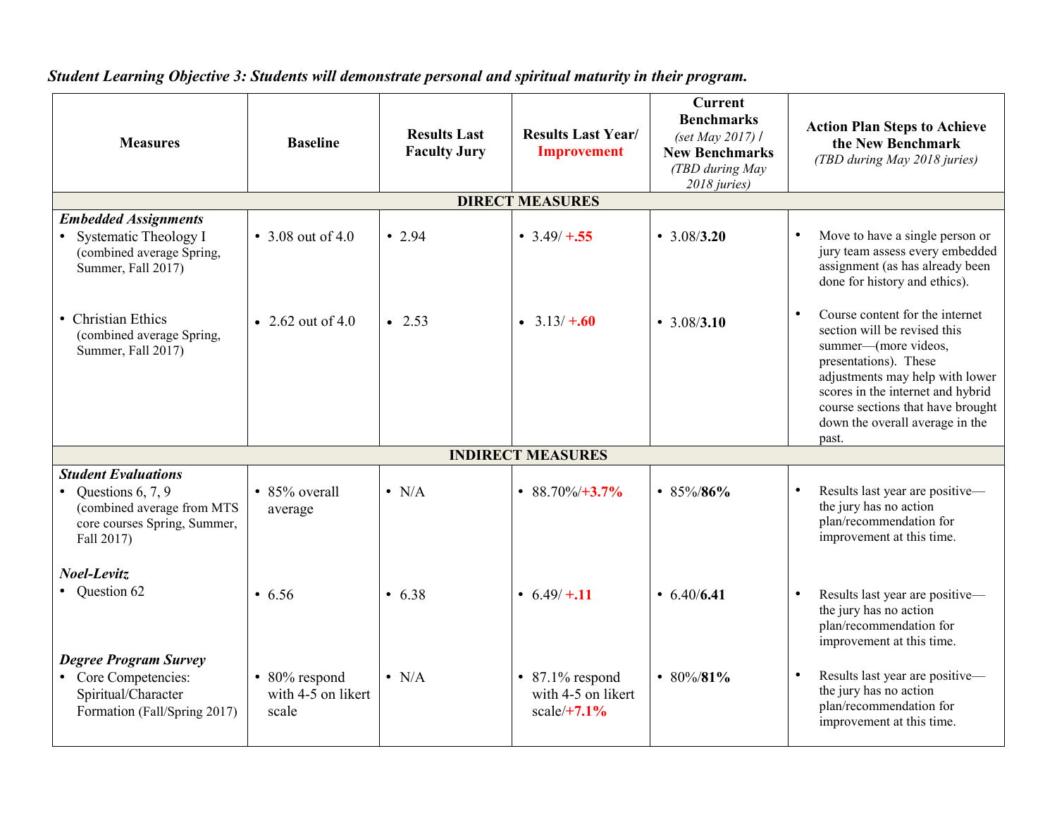***Student Learning Objective 3: Students will demonstrate personal and spiritual maturity in their program.***

| Measures | Baseline | Results Last Faculty Jury | Results Last Year/ Improvement | Current Benchmarks *(set May 2017)* / New Benchmarks *(TBD during May 2018 juries)* | Action Plan Steps to Achieve the New Benchmark *(TBD during May 2018 juries)* |
|---|---|---|---|---|---|
| **DIRECT MEASURES** | | | | | |
| ***Embedded Assignments*** <br> • Systematic Theology I (combined average Spring, Summer, Fall 2017) | • 3.08 out of 4.0 | • 2.94 | • 3.49/ **+.55** | • 3.08/**3.20** | • Move to have a single person or jury team assess every embedded assignment (as has already been done for history and ethics). |
| • Christian Ethics (combined average Spring, Summer, Fall 2017) | • 2.62 out of 4.0 | • 2.53 | • 3.13/ **+.60** | • 3.08/**3.10** | • Course content for the internet section will be revised this summer—(more videos, presentations). These adjustments may help with lower scores in the internet and hybrid course sections that have brought down the overall average in the past. |
| **INDIRECT MEASURES** | | | | | |
| ***Student Evaluations*** <br> • Questions 6, 7, 9 (combined average from MTS core courses Spring, Summer, Fall 2017) | • 85% overall average | • N/A | • 88.70%/**+3.7%** | • 85%/**86%** | • Results last year are positive—the jury has no action plan/recommendation for improvement at this time. |
| ***Noel-Levitz*** <br> • Question 62 | • 6.56 | • 6.38 | • 6.49/ **+.11** | • 6.40/**6.41** | • Results last year are positive—the jury has no action plan/recommendation for improvement at this time. |
| ***Degree Program Survey*** <br> • Core Competencies: Spiritual/Character Formation (Fall/Spring 2017) | • 80% respond with 4-5 on likert scale | • N/A | • 87.1% respond with 4-5 on likert scale/**+7.1%** | • 80%/**81%** | • Results last year are positive—the jury has no action plan/recommendation for improvement at this time. |